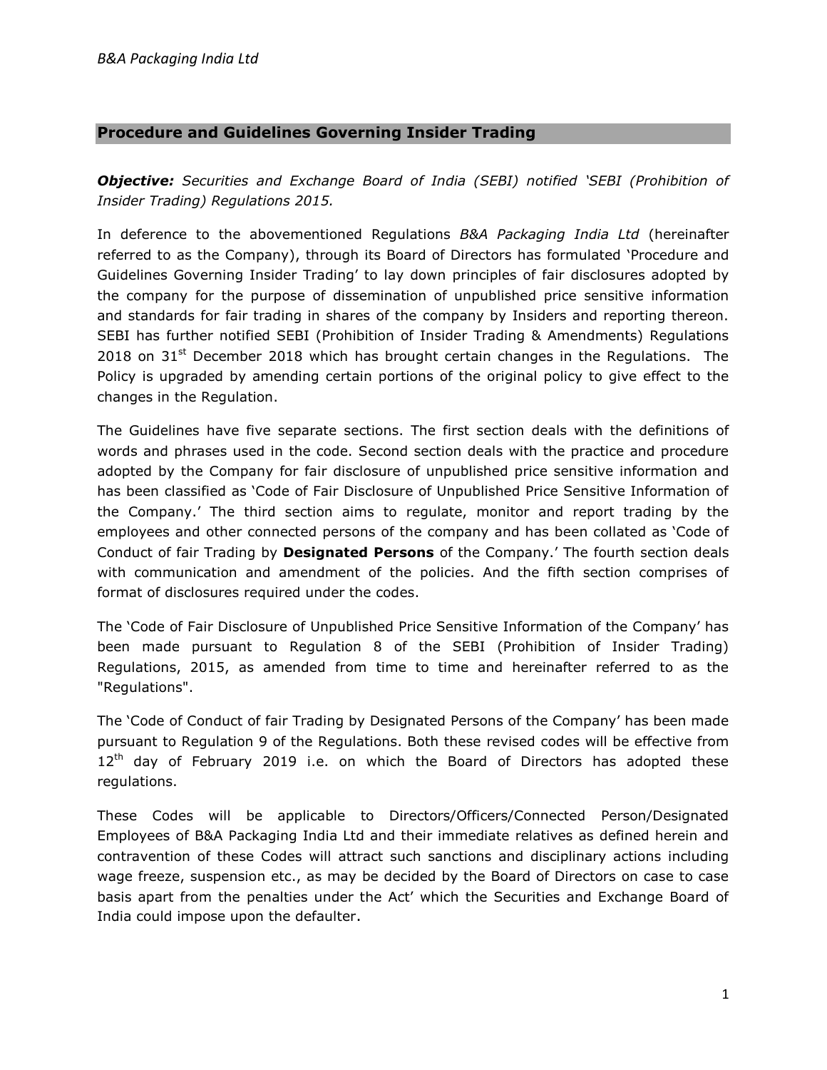## Procedure and Guidelines Governing Insider Trading

***Objective:*** *Securities and Exchange Board of India (SEBI) notified 'SEBI (Prohibition of Insider Trading) Regulations 2015.*

In deference to the abovementioned Regulations *B&A Packaging India Ltd* (hereinafter referred to as the Company), through its Board of Directors has formulated 'Procedure and Guidelines Governing Insider Trading' to lay down principles of fair disclosures adopted by the company for the purpose of dissemination of unpublished price sensitive information and standards for fair trading in shares of the company by Insiders and reporting thereon. SEBI has further notified SEBI (Prohibition of Insider Trading & Amendments) Regulations 2018 on 31st December 2018 which has brought certain changes in the Regulations. The Policy is upgraded by amending certain portions of the original policy to give effect to the changes in the Regulation.

The Guidelines have five separate sections. The first section deals with the definitions of words and phrases used in the code. Second section deals with the practice and procedure adopted by the Company for fair disclosure of unpublished price sensitive information and has been classified as 'Code of Fair Disclosure of Unpublished Price Sensitive Information of the Company.' The third section aims to regulate, monitor and report trading by the employees and other connected persons of the company and has been collated as 'Code of Conduct of fair Trading by **Designated Persons** of the Company.' The fourth section deals with communication and amendment of the policies. And the fifth section comprises of format of disclosures required under the codes.

The 'Code of Fair Disclosure of Unpublished Price Sensitive Information of the Company' has been made pursuant to Regulation 8 of the SEBI (Prohibition of Insider Trading) Regulations, 2015, as amended from time to time and hereinafter referred to as the "Regulations".

The 'Code of Conduct of fair Trading by Designated Persons of the Company' has been made pursuant to Regulation 9 of the Regulations. Both these revised codes will be effective from 12th day of February 2019 i.e. on which the Board of Directors has adopted these regulations.

These Codes will be applicable to Directors/Officers/Connected Person/Designated Employees of B&A Packaging India Ltd and their immediate relatives as defined herein and contravention of these Codes will attract such sanctions and disciplinary actions including wage freeze, suspension etc., as may be decided by the Board of Directors on case to case basis apart from the penalties under the Act' which the Securities and Exchange Board of India could impose upon the defaulter.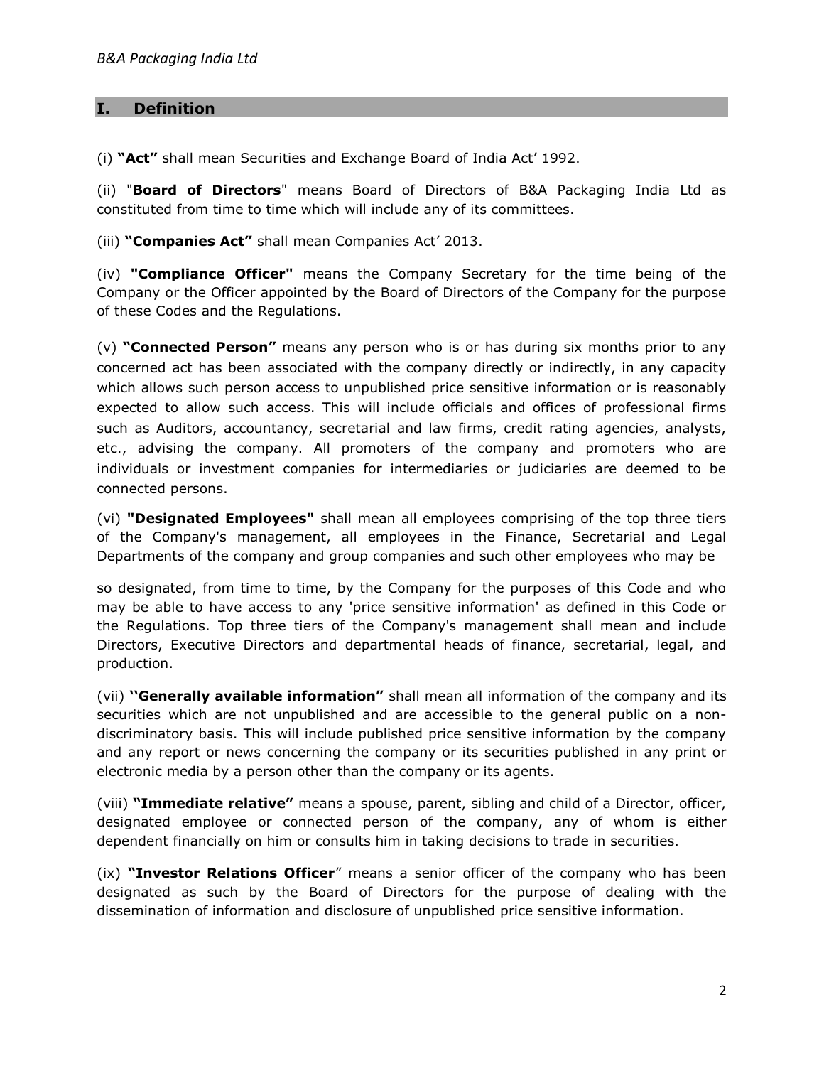## I. Definition

(i) **"Act"** shall mean Securities and Exchange Board of India Act' 1992.

(ii) "**Board of Directors**" means Board of Directors of B&A Packaging India Ltd as constituted from time to time which will include any of its committees.

(iii) **"Companies Act"** shall mean Companies Act' 2013.

(iv) **"Compliance Officer"** means the Company Secretary for the time being of the Company or the Officer appointed by the Board of Directors of the Company for the purpose of these Codes and the Regulations.

(v) **"Connected Person"** means any person who is or has during six months prior to any concerned act has been associated with the company directly or indirectly, in any capacity which allows such person access to unpublished price sensitive information or is reasonably expected to allow such access. This will include officials and offices of professional firms such as Auditors, accountancy, secretarial and law firms, credit rating agencies, analysts, etc., advising the company. All promoters of the company and promoters who are individuals or investment companies for intermediaries or judiciaries are deemed to be connected persons.

(vi) **"Designated Employees"** shall mean all employees comprising of the top three tiers of the Company's management, all employees in the Finance, Secretarial and Legal Departments of the company and group companies and such other employees who may be so designated, from time to time, by the Company for the purposes of this Code and who may be able to have access to any 'price sensitive information' as defined in this Code or the Regulations. Top three tiers of the Company's management shall mean and include Directors, Executive Directors and departmental heads of finance, secretarial, legal, and production.

(vii) **''Generally available information"** shall mean all information of the company and its securities which are not unpublished and are accessible to the general public on a non-discriminatory basis. This will include published price sensitive information by the company and any report or news concerning the company or its securities published in any print or electronic media by a person other than the company or its agents.

(viii) **"Immediate relative"** means a spouse, parent, sibling and child of a Director, officer, designated employee or connected person of the company, any of whom is either dependent financially on him or consults him in taking decisions to trade in securities.

(ix) **"Investor Relations Officer**" means a senior officer of the company who has been designated as such by the Board of Directors for the purpose of dealing with the dissemination of information and disclosure of unpublished price sensitive information.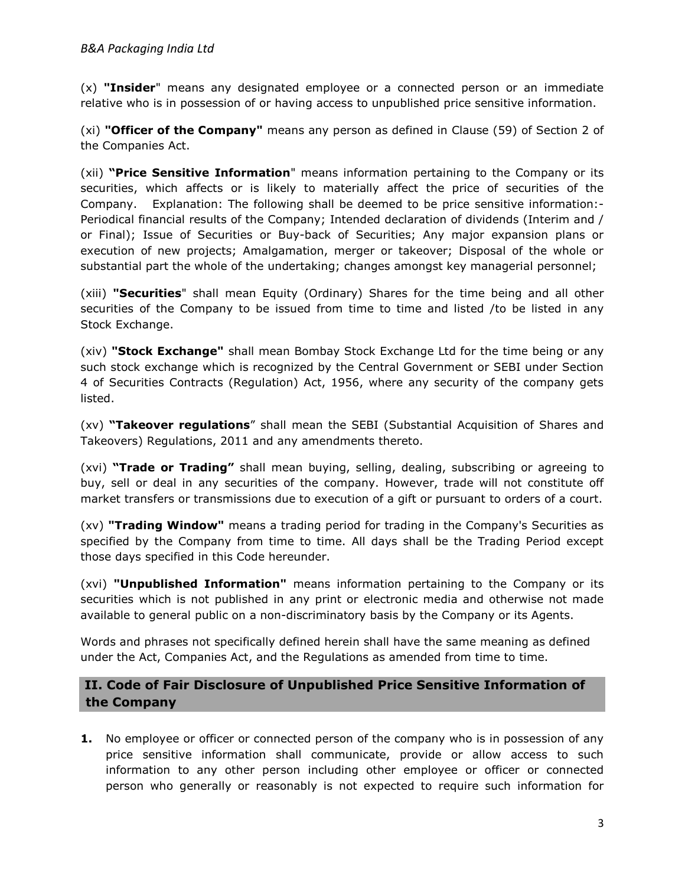(x) **"Insider**" means any designated employee or a connected person or an immediate relative who is in possession of or having access to unpublished price sensitive information.

(xi) **"Officer of the Company"** means any person as defined in Clause (59) of Section 2 of the Companies Act.

(xii) **"Price Sensitive Information**" means information pertaining to the Company or its securities, which affects or is likely to materially affect the price of securities of the Company. Explanation: The following shall be deemed to be price sensitive information:- Periodical financial results of the Company; Intended declaration of dividends (Interim and / or Final); Issue of Securities or Buy-back of Securities; Any major expansion plans or execution of new projects; Amalgamation, merger or takeover; Disposal of the whole or substantial part the whole of the undertaking; changes amongst key managerial personnel;

(xiii) **"Securities**" shall mean Equity (Ordinary) Shares for the time being and all other securities of the Company to be issued from time to time and listed /to be listed in any Stock Exchange.

(xiv) **"Stock Exchange"** shall mean Bombay Stock Exchange Ltd for the time being or any such stock exchange which is recognized by the Central Government or SEBI under Section 4 of Securities Contracts (Regulation) Act, 1956, where any security of the company gets listed.

(xv) **"Takeover regulations**" shall mean the SEBI (Substantial Acquisition of Shares and Takeovers) Regulations, 2011 and any amendments thereto.

(xvi) **"Trade or Trading"** shall mean buying, selling, dealing, subscribing or agreeing to buy, sell or deal in any securities of the company. However, trade will not constitute off market transfers or transmissions due to execution of a gift or pursuant to orders of a court.

(xv) **"Trading Window"** means a trading period for trading in the Company's Securities as specified by the Company from time to time. All days shall be the Trading Period except those days specified in this Code hereunder.

(xvi) **"Unpublished Information"** means information pertaining to the Company or its securities which is not published in any print or electronic media and otherwise not made available to general public on a non-discriminatory basis by the Company or its Agents.

Words and phrases not specifically defined herein shall have the same meaning as defined under the Act, Companies Act, and the Regulations as amended from time to time.

## II. Code of Fair Disclosure of Unpublished Price Sensitive Information of the Company

**1.** No employee or officer or connected person of the company who is in possession of any price sensitive information shall communicate, provide or allow access to such information to any other person including other employee or officer or connected person who generally or reasonably is not expected to require such information for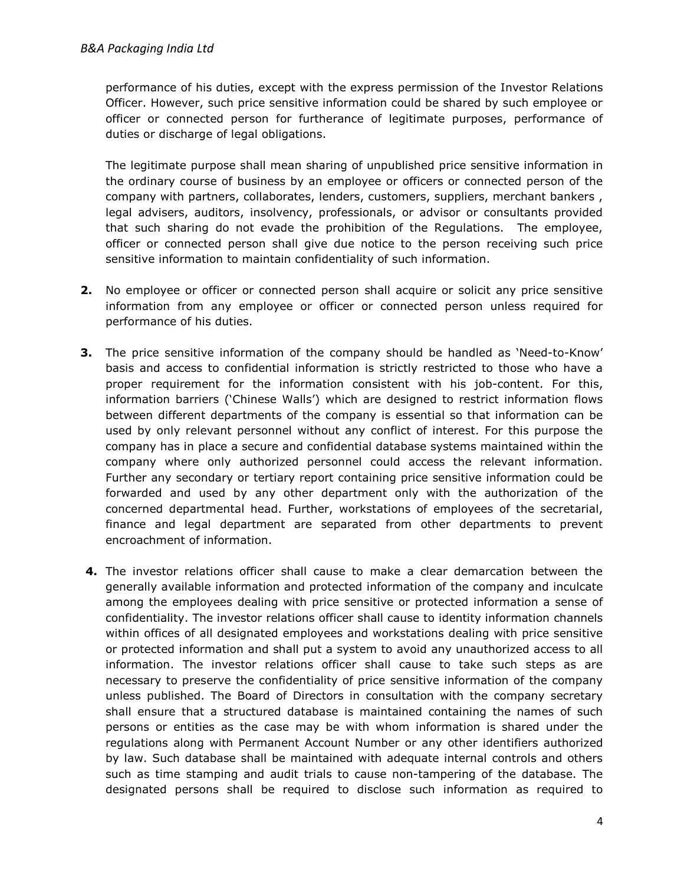performance of his duties, except with the express permission of the Investor Relations Officer. However, such price sensitive information could be shared by such employee or officer or connected person for furtherance of legitimate purposes, performance of duties or discharge of legal obligations.

The legitimate purpose shall mean sharing of unpublished price sensitive information in the ordinary course of business by an employee or officers or connected person of the company with partners, collaborates, lenders, customers, suppliers, merchant bankers , legal advisers, auditors, insolvency, professionals, or advisor or consultants provided that such sharing do not evade the prohibition of the Regulations. The employee, officer or connected person shall give due notice to the person receiving such price sensitive information to maintain confidentiality of such information.

**2.** No employee or officer or connected person shall acquire or solicit any price sensitive information from any employee or officer or connected person unless required for performance of his duties.

**3.** The price sensitive information of the company should be handled as 'Need-to-Know' basis and access to confidential information is strictly restricted to those who have a proper requirement for the information consistent with his job-content. For this, information barriers ('Chinese Walls') which are designed to restrict information flows between different departments of the company is essential so that information can be used by only relevant personnel without any conflict of interest. For this purpose the company has in place a secure and confidential database systems maintained within the company where only authorized personnel could access the relevant information. Further any secondary or tertiary report containing price sensitive information could be forwarded and used by any other department only with the authorization of the concerned departmental head. Further, workstations of employees of the secretarial, finance and legal department are separated from other departments to prevent encroachment of information.

**4.** The investor relations officer shall cause to make a clear demarcation between the generally available information and protected information of the company and inculcate among the employees dealing with price sensitive or protected information a sense of confidentiality. The investor relations officer shall cause to identity information channels within offices of all designated employees and workstations dealing with price sensitive or protected information and shall put a system to avoid any unauthorized access to all information. The investor relations officer shall cause to take such steps as are necessary to preserve the confidentiality of price sensitive information of the company unless published. The Board of Directors in consultation with the company secretary shall ensure that a structured database is maintained containing the names of such persons or entities as the case may be with whom information is shared under the regulations along with Permanent Account Number or any other identifiers authorized by law. Such database shall be maintained with adequate internal controls and others such as time stamping and audit trials to cause non-tampering of the database. The designated persons shall be required to disclose such information as required to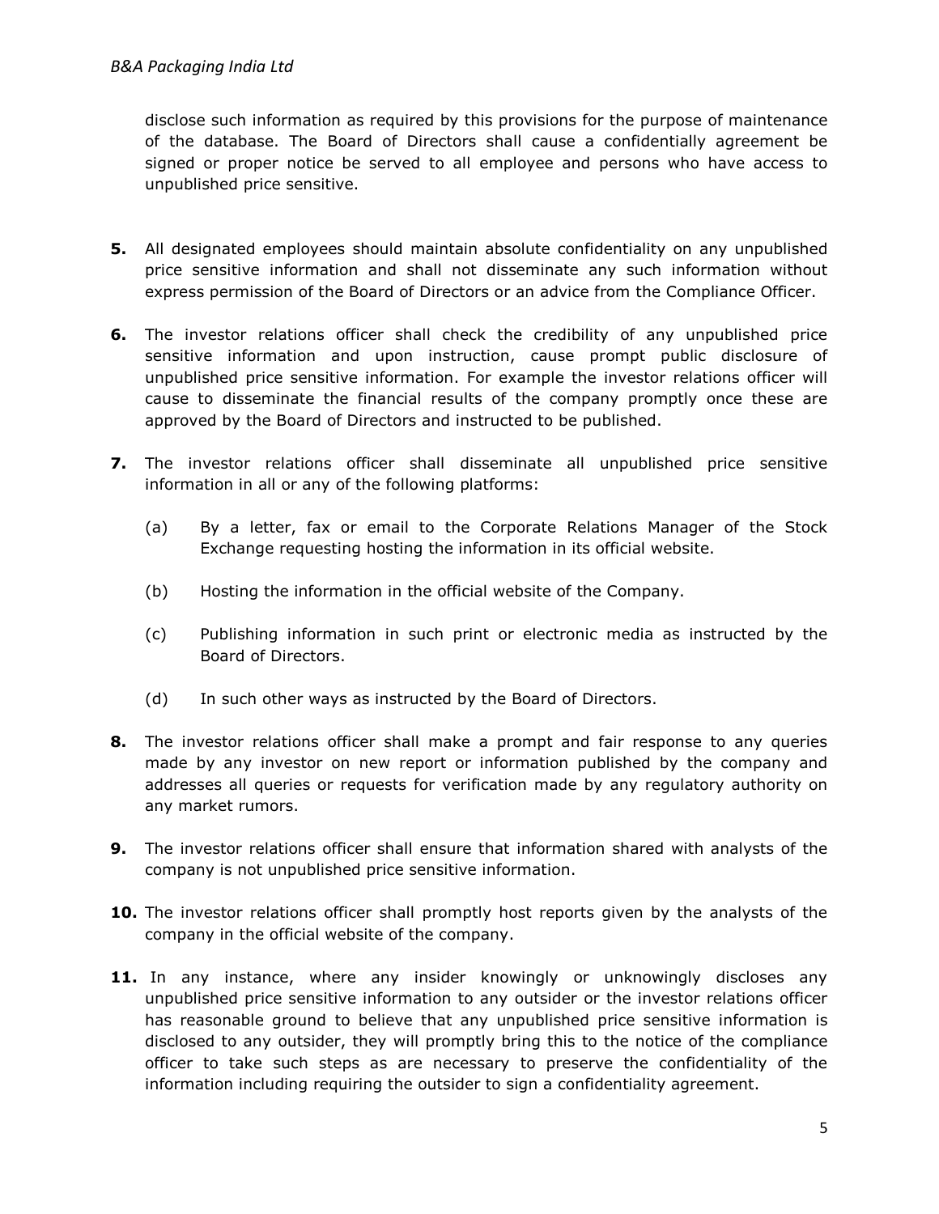disclose such information as required by this provisions for the purpose of maintenance of the database. The Board of Directors shall cause a confidentially agreement be signed or proper notice be served to all employee and persons who have access to unpublished price sensitive.

**5.** All designated employees should maintain absolute confidentiality on any unpublished price sensitive information and shall not disseminate any such information without express permission of the Board of Directors or an advice from the Compliance Officer.

**6.** The investor relations officer shall check the credibility of any unpublished price sensitive information and upon instruction, cause prompt public disclosure of unpublished price sensitive information. For example the investor relations officer will cause to disseminate the financial results of the company promptly once these are approved by the Board of Directors and instructed to be published.

**7.** The investor relations officer shall disseminate all unpublished price sensitive information in all or any of the following platforms:

   (a) By a letter, fax or email to the Corporate Relations Manager of the Stock Exchange requesting hosting the information in its official website.

   (b) Hosting the information in the official website of the Company.

   (c) Publishing information in such print or electronic media as instructed by the Board of Directors.

   (d) In such other ways as instructed by the Board of Directors.

**8.** The investor relations officer shall make a prompt and fair response to any queries made by any investor on new report or information published by the company and addresses all queries or requests for verification made by any regulatory authority on any market rumors.

**9.** The investor relations officer shall ensure that information shared with analysts of the company is not unpublished price sensitive information.

**10.** The investor relations officer shall promptly host reports given by the analysts of the company in the official website of the company.

**11.** In any instance, where any insider knowingly or unknowingly discloses any unpublished price sensitive information to any outsider or the investor relations officer has reasonable ground to believe that any unpublished price sensitive information is disclosed to any outsider, they will promptly bring this to the notice of the compliance officer to take such steps as are necessary to preserve the confidentiality of the information including requiring the outsider to sign a confidentiality agreement.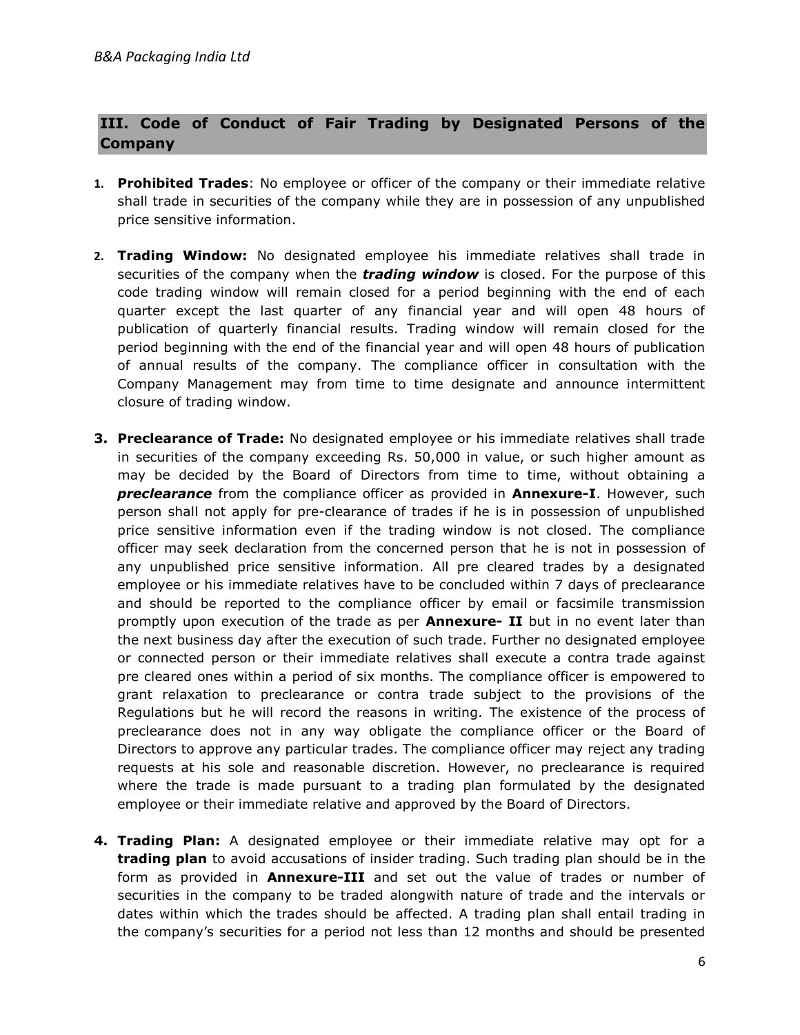## III. Code of Conduct of Fair Trading by Designated Persons of the Company

1. **Prohibited Trades**: No employee or officer of the company or their immediate relative shall trade in securities of the company while they are in possession of any unpublished price sensitive information.

2. **Trading Window:** No designated employee his immediate relatives shall trade in securities of the company when the ***trading window*** is closed. For the purpose of this code trading window will remain closed for a period beginning with the end of each quarter except the last quarter of any financial year and will open 48 hours of publication of quarterly financial results. Trading window will remain closed for the period beginning with the end of the financial year and will open 48 hours of publication of annual results of the company. The compliance officer in consultation with the Company Management may from time to time designate and announce intermittent closure of trading window.

3. **Preclearance of Trade:** No designated employee or his immediate relatives shall trade in securities of the company exceeding Rs. 50,000 in value, or such higher amount as may be decided by the Board of Directors from time to time, without obtaining a ***preclearance*** from the compliance officer as provided in **Annexure-I**. However, such person shall not apply for pre-clearance of trades if he is in possession of unpublished price sensitive information even if the trading window is not closed. The compliance officer may seek declaration from the concerned person that he is not in possession of any unpublished price sensitive information. All pre cleared trades by a designated employee or his immediate relatives have to be concluded within 7 days of preclearance and should be reported to the compliance officer by email or facsimile transmission promptly upon execution of the trade as per **Annexure- II** but in no event later than the next business day after the execution of such trade. Further no designated employee or connected person or their immediate relatives shall execute a contra trade against pre cleared ones within a period of six months. The compliance officer is empowered to grant relaxation to preclearance or contra trade subject to the provisions of the Regulations but he will record the reasons in writing. The existence of the process of preclearance does not in any way obligate the compliance officer or the Board of Directors to approve any particular trades. The compliance officer may reject any trading requests at his sole and reasonable discretion. However, no preclearance is required where the trade is made pursuant to a trading plan formulated by the designated employee or their immediate relative and approved by the Board of Directors.

4. **Trading Plan:** A designated employee or their immediate relative may opt for a **trading plan** to avoid accusations of insider trading. Such trading plan should be in the form as provided in **Annexure-III** and set out the value of trades or number of securities in the company to be traded alongwith nature of trade and the intervals or dates within which the trades should be affected. A trading plan shall entail trading in the company's securities for a period not less than 12 months and should be presented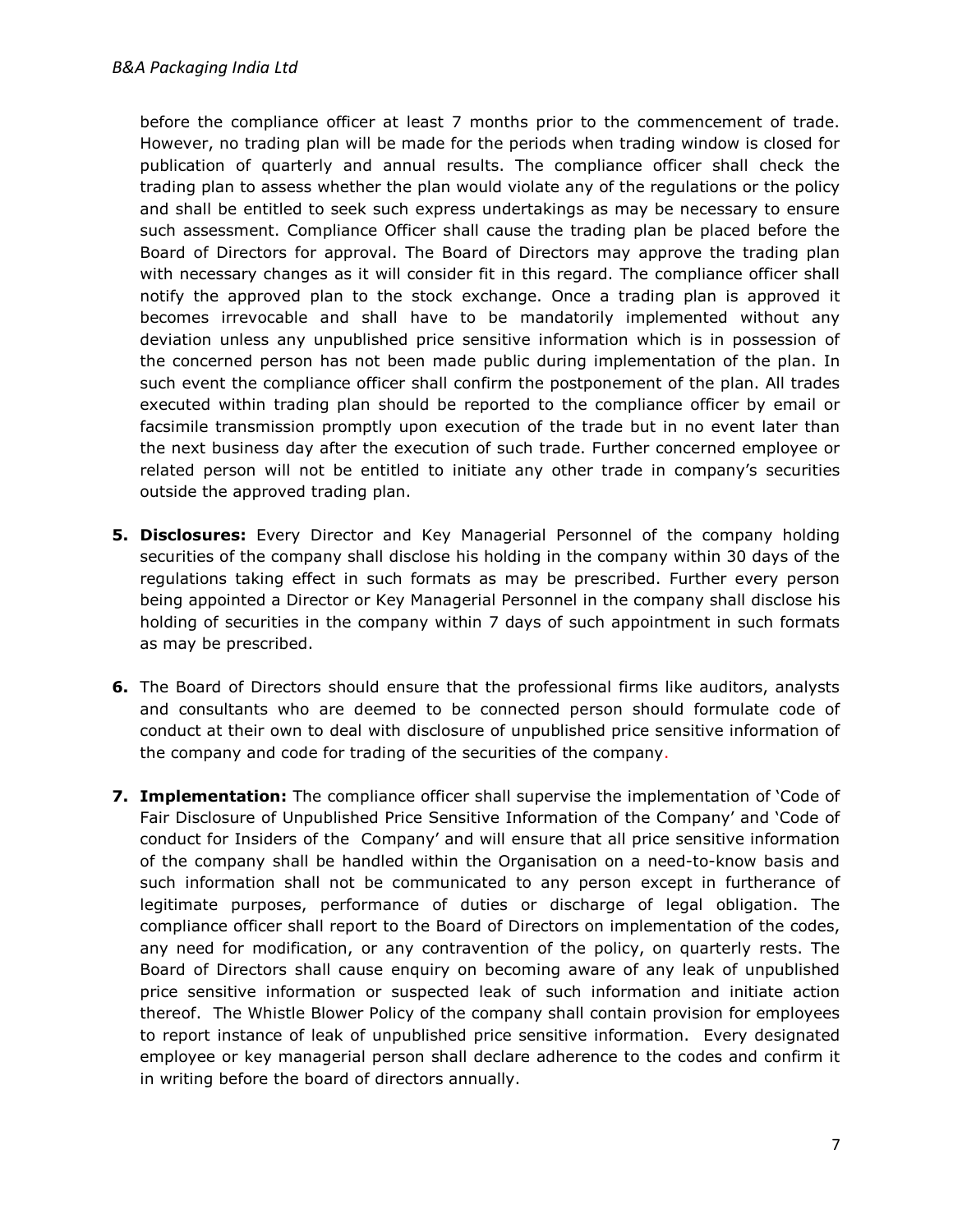before the compliance officer at least 7 months prior to the commencement of trade. However, no trading plan will be made for the periods when trading window is closed for publication of quarterly and annual results. The compliance officer shall check the trading plan to assess whether the plan would violate any of the regulations or the policy and shall be entitled to seek such express undertakings as may be necessary to ensure such assessment. Compliance Officer shall cause the trading plan be placed before the Board of Directors for approval. The Board of Directors may approve the trading plan with necessary changes as it will consider fit in this regard. The compliance officer shall notify the approved plan to the stock exchange. Once a trading plan is approved it becomes irrevocable and shall have to be mandatorily implemented without any deviation unless any unpublished price sensitive information which is in possession of the concerned person has not been made public during implementation of the plan. In such event the compliance officer shall confirm the postponement of the plan. All trades executed within trading plan should be reported to the compliance officer by email or facsimile transmission promptly upon execution of the trade but in no event later than the next business day after the execution of such trade. Further concerned employee or related person will not be entitled to initiate any other trade in company's securities outside the approved trading plan.

5. **Disclosures:** Every Director and Key Managerial Personnel of the company holding securities of the company shall disclose his holding in the company within 30 days of the regulations taking effect in such formats as may be prescribed. Further every person being appointed a Director or Key Managerial Personnel in the company shall disclose his holding of securities in the company within 7 days of such appointment in such formats as may be prescribed.

6. The Board of Directors should ensure that the professional firms like auditors, analysts and consultants who are deemed to be connected person should formulate code of conduct at their own to deal with disclosure of unpublished price sensitive information of the company and code for trading of the securities of the company.

7. **Implementation:** The compliance officer shall supervise the implementation of 'Code of Fair Disclosure of Unpublished Price Sensitive Information of the Company' and 'Code of conduct for Insiders of the Company' and will ensure that all price sensitive information of the company shall be handled within the Organisation on a need-to-know basis and such information shall not be communicated to any person except in furtherance of legitimate purposes, performance of duties or discharge of legal obligation. The compliance officer shall report to the Board of Directors on implementation of the codes, any need for modification, or any contravention of the policy, on quarterly rests. The Board of Directors shall cause enquiry on becoming aware of any leak of unpublished price sensitive information or suspected leak of such information and initiate action thereof. The Whistle Blower Policy of the company shall contain provision for employees to report instance of leak of unpublished price sensitive information. Every designated employee or key managerial person shall declare adherence to the codes and confirm it in writing before the board of directors annually.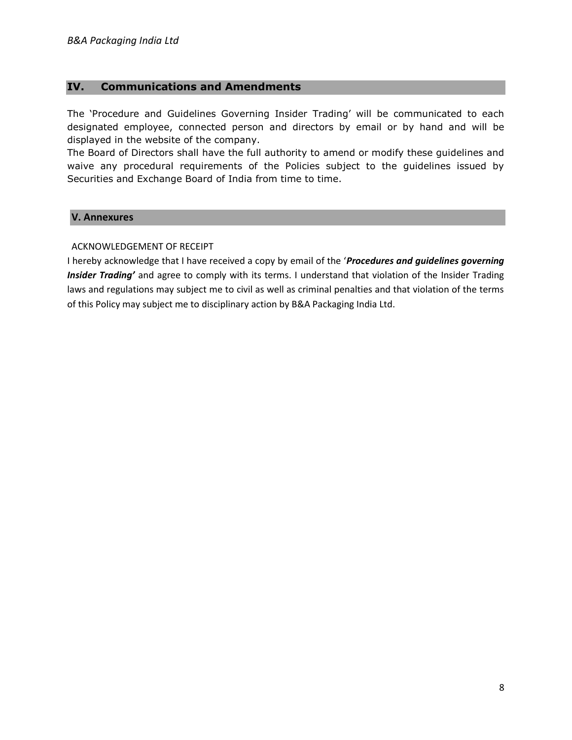## IV. Communications and Amendments

The 'Procedure and Guidelines Governing Insider Trading' will be communicated to each designated employee, connected person and directors by email or by hand and will be displayed in the website of the company.
The Board of Directors shall have the full authority to amend or modify these guidelines and waive any procedural requirements of the Policies subject to the guidelines issued by Securities and Exchange Board of India from time to time.

## V. Annexures

ACKNOWLEDGEMENT OF RECEIPT

I hereby acknowledge that I have received a copy by email of the '***Procedures and guidelines governing Insider Trading'*** and agree to comply with its terms. I understand that violation of the Insider Trading laws and regulations may subject me to civil as well as criminal penalties and that violation of the terms of this Policy may subject me to disciplinary action by B&A Packaging India Ltd.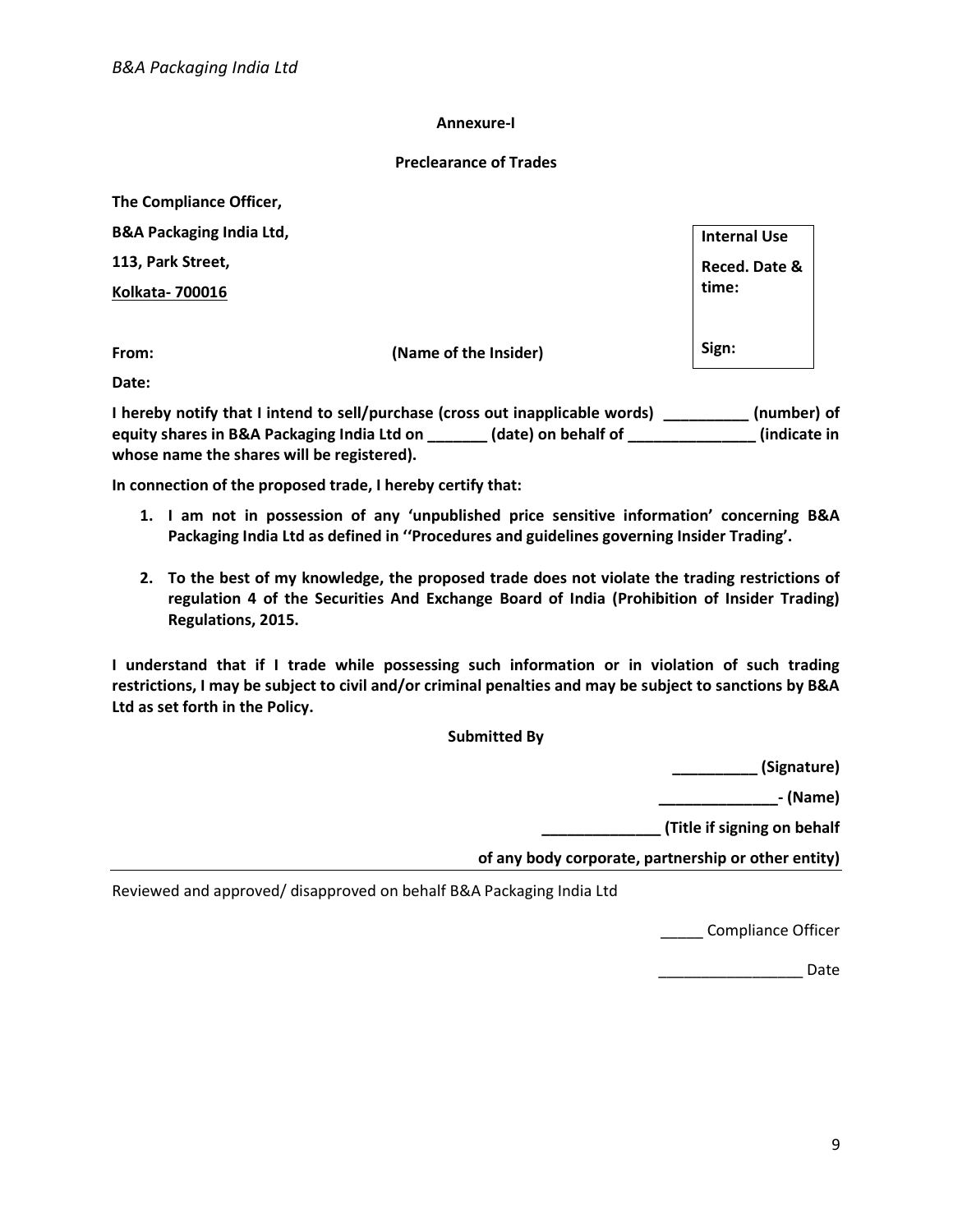**Annexure-I**

**Preclearance of Trades**

**The Compliance Officer,**

**B&A Packaging India Ltd,**

**113, Park Street,**

**Kolkata- 700016**

| **Internal Use** |
|---|
| **Reced. Date & time:** |
| **Sign:** |

**From: (Name of the Insider)**

**Date:**

**I hereby notify that I intend to sell/purchase (cross out inapplicable words) __________ (number) of equity shares in B&A Packaging India Ltd on _______ (date) on behalf of _______________ (indicate in whose name the shares will be registered).**

**In connection of the proposed trade, I hereby certify that:**

1. **I am not in possession of any 'unpublished price sensitive information' concerning B&A Packaging India Ltd as defined in ''Procedures and guidelines governing Insider Trading'.**
2. **To the best of my knowledge, the proposed trade does not violate the trading restrictions of regulation 4 of the Securities And Exchange Board of India (Prohibition of Insider Trading) Regulations, 2015.**

**I understand that if I trade while possessing such information or in violation of such trading restrictions, I may be subject to civil and/or criminal penalties and may be subject to sanctions by B&A Ltd as set forth in the Policy.**

**Submitted By**

**__________ (Signature)**

**______________- (Name)**

**______________ (Title if signing on behalf of any body corporate, partnership or other entity)**

---

Reviewed and approved/ disapproved on behalf B&A Packaging India Ltd

_____ Compliance Officer

_________________ Date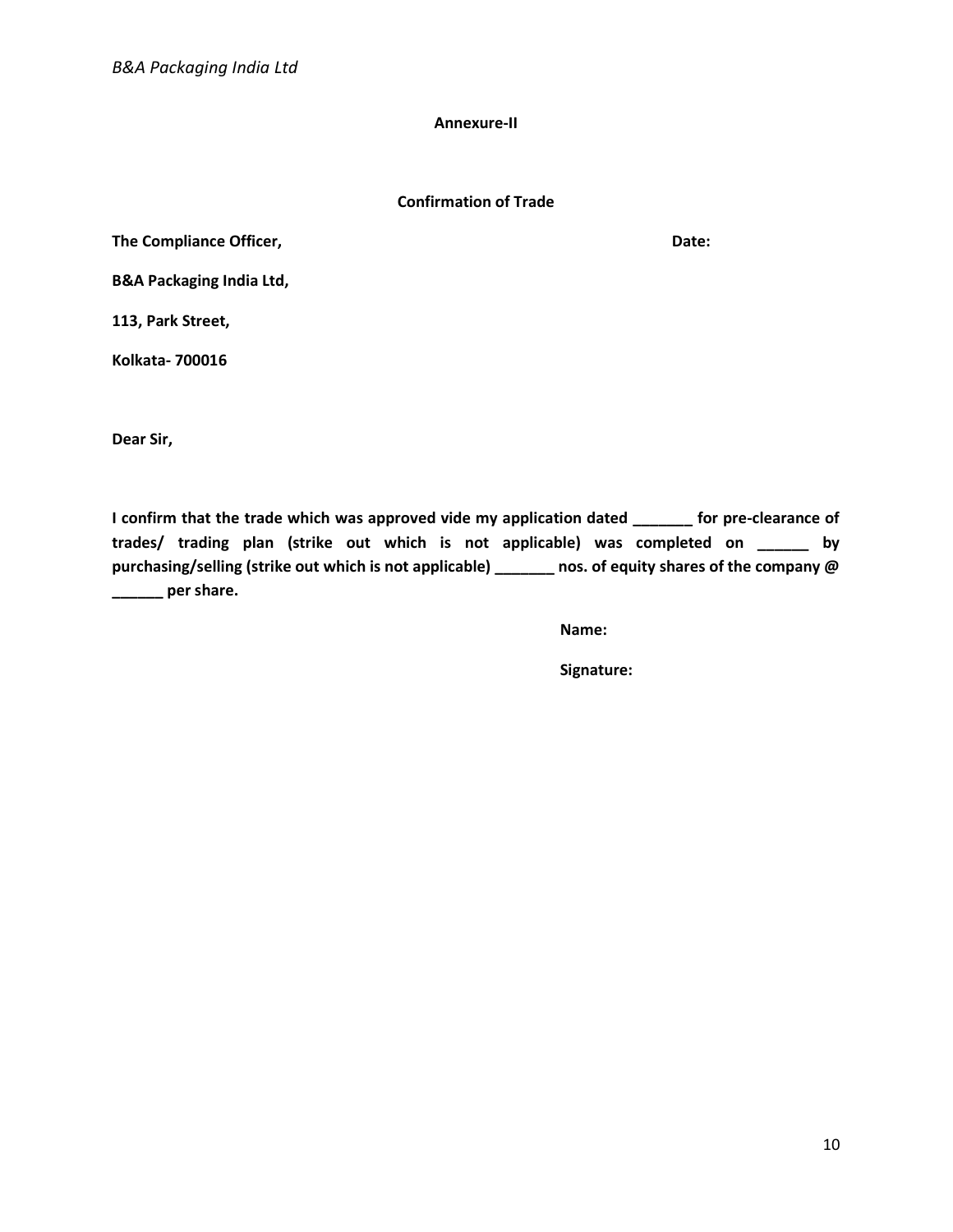**Annexure-II**

**Confirmation of Trade**

**The Compliance Officer,** **Date:**

**B&A Packaging India Ltd,**

**113, Park Street,**

**Kolkata- 700016**

**Dear Sir,**

**I confirm that the trade which was approved vide my application dated _______ for pre-clearance of trades/ trading plan (strike out which is not applicable) was completed on ______ by purchasing/selling (strike out which is not applicable) _______ nos. of equity shares of the company @ ______ per share.**

**Name:**

**Signature:**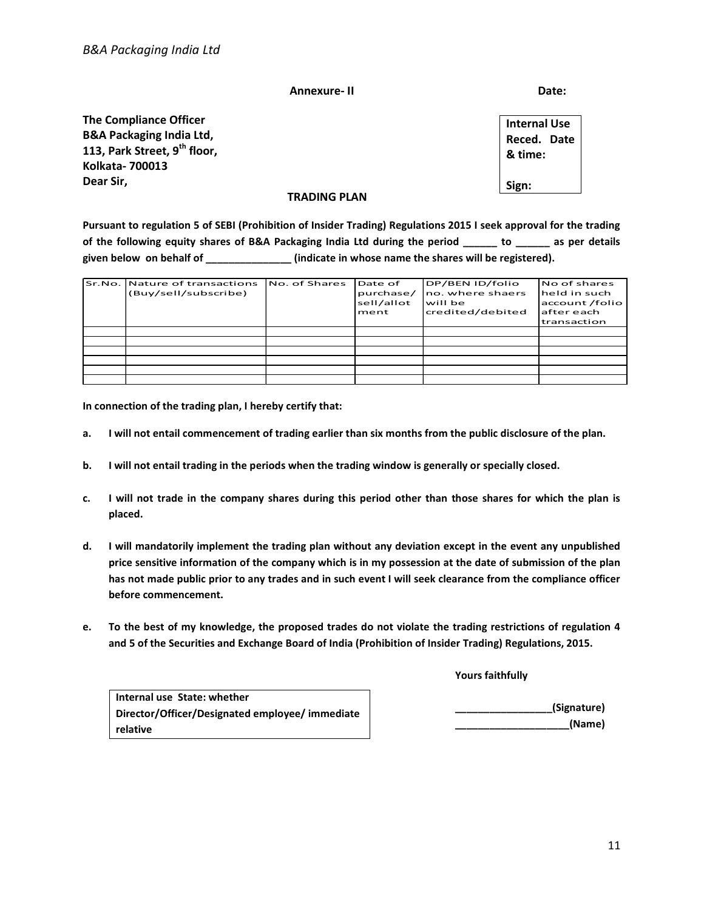**Annexure- II** **Date:**

**The Compliance Officer**
**B&A Packaging India Ltd,**
**113, Park Street, 9th floor,**
**Kolkata- 700013**
**Dear Sir,**

| |
|---|
| **Internal Use Reced. Date & time:** |
| **Sign:** |

**TRADING PLAN**

**Pursuant to regulation 5 of SEBI (Prohibition of Insider Trading) Regulations 2015 I seek approval for the trading of the following equity shares of B&A Packaging India Ltd during the period ______ to ______ as per details given below on behalf of ______________ (indicate in whose name the shares will be registered).**

| Sr.No. | Nature of transactions (Buy/sell/subscribe) | No. of Shares | Date of purchase/ sell/allot ment | DP/BEN ID/folio no. where shaers will be credited/debited | No of shares held in such account /folio after each transaction |
|---|---|---|---|---|---|
| | | | | | |
| | | | | | |
| | | | | | |
| | | | | | |
| | | | | | |
| | | | | | |

**In connection of the trading plan, I hereby certify that:**

a. **I will not entail commencement of trading earlier than six months from the public disclosure of the plan.**

b. **I will not entail trading in the periods when the trading window is generally or specially closed.**

c. **I will not trade in the company shares during this period other than those shares for which the plan is placed.**

d. **I will mandatorily implement the trading plan without any deviation except in the event any unpublished price sensitive information of the company which is in my possession at the date of submission of the plan has not made public prior to any trades and in such event I will seek clearance from the compliance officer before commencement.**

e. **To the best of my knowledge, the proposed trades do not violate the trading restrictions of regulation 4 and 5 of the Securities and Exchange Board of India (Prohibition of Insider Trading) Regulations, 2015.**

**Yours faithfully**

| |
|---|
| **Internal use State: whether Director/Officer/Designated employee/ immediate relative** |

**________________(Signature)**
**___________________(Name)**